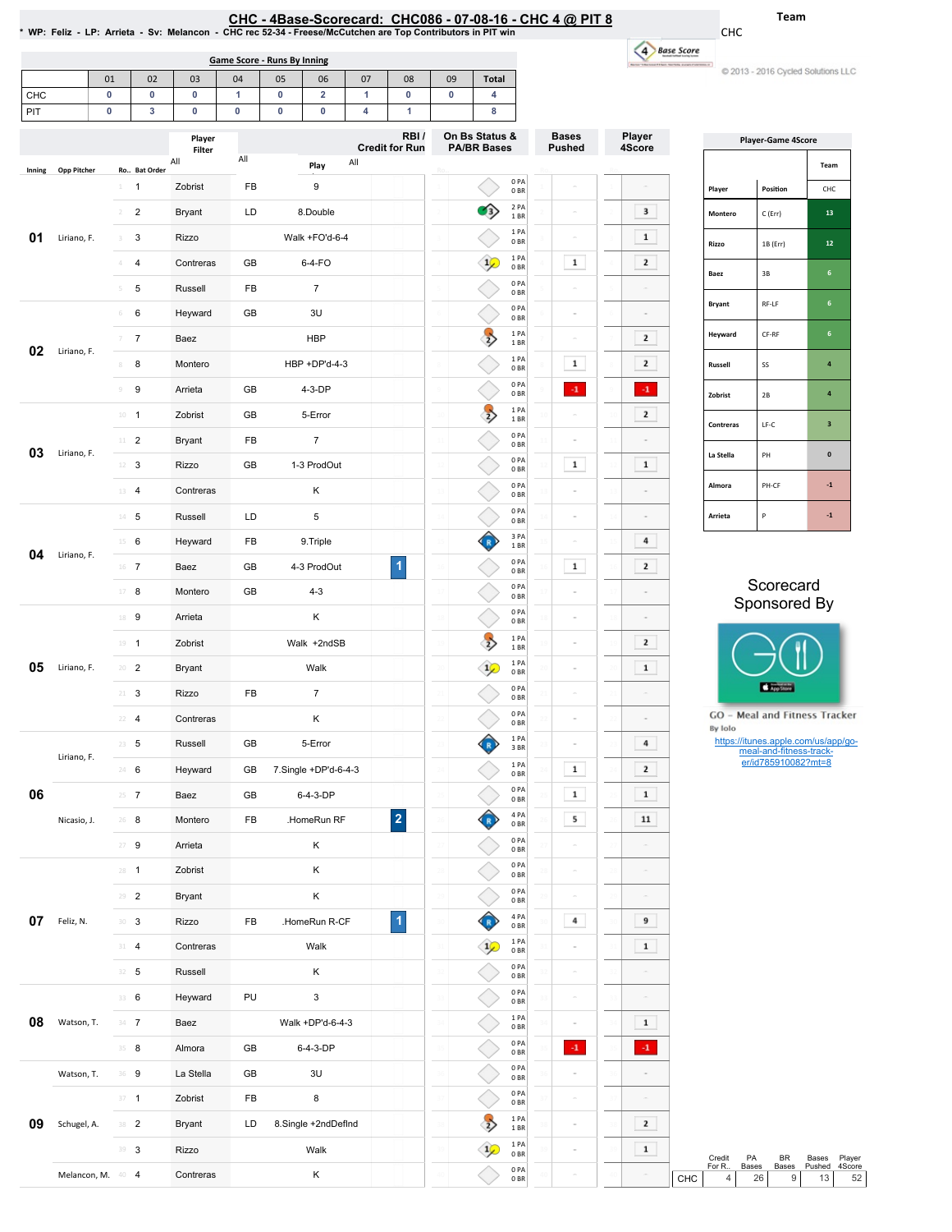# CHC - 4Base-Scorecard: CHC086 - 07-08-16 - CHC 4 @ PIT 8

* WP: Feliz - LP: Arrieta - Sv: Melancon - CHC rec 52-34 - Freese/McCutchen are Top Contributors in PIT win

Team: CHC

© 2013 - 2016 Cycled Solutions LLC

## Game Score - Runs By Inning

| | 01 | 02 | 03 | 04 | 05 | 06 | 07 | 08 | 09 | Total |
|---|---|---|---|---|---|---|---|---|---|---|
| CHC | 0 | 0 | 0 | 1 | 0 | 2 | 1 | 0 | 0 | 4 |
| PIT | 0 | 3 | 0 | 0 | 0 | 0 | 4 | 1 | | 8 |

| Inning | Opp Pitcher | Ro.. | Bat Order | Player | | Play | RBI / Credit for Run | On Bs Status & PA/BR Bases | Bases Pushed | Player 4Score |
|---|---|---|---|---|---|---|---|---|---|---|
| 01 | Liriano, F. | 1 | 1 | Zobrist | FB | 9 | | 0 PA 0 BR | - | - |
| | | 2 | 2 | Bryant | LD | 8.Double | | 2 PA 1 BR | - | 3 |
| | | 3 | 3 | Rizzo | | Walk +FO'd-6-4 | | 1 PA 0 BR | - | 1 |
| | | 4 | 4 | Contreras | GB | 6-4-FO | | 1 PA 0 BR | 1 | 2 |
| | | 5 | 5 | Russell | FB | 7 | | 0 PA 0 BR | - | - |
| 02 | Liriano, F. | 6 | 6 | Heyward | GB | 3U | | 0 PA 0 BR | - | - |
| | | 7 | 7 | Baez | | HBP | | 1 PA 1 BR | - | 2 |
| | | 8 | 8 | Montero | | HBP +DP'd-4-3 | | 1 PA 0 BR | 1 | 2 |
| | | 9 | 9 | Arrieta | GB | 4-3-DP | | 0 PA 0 BR | -1 | -1 |
| 03 | Liriano, F. | 10 | 1 | Zobrist | GB | 5-Error | | 1 PA 1 BR | - | 2 |
| | | 11 | 2 | Bryant | FB | 7 | | 0 PA 0 BR | - | - |
| | | 12 | 3 | Rizzo | GB | 1-3 ProdOut | | 0 PA 0 BR | 1 | 1 |
| | | 13 | 4 | Contreras | | K | | 0 PA 0 BR | - | - |
| 04 | Liriano, F. | 14 | 5 | Russell | LD | 5 | | 0 PA 0 BR | - | - |
| | | 15 | 6 | Heyward | FB | 9.Triple | | 3 PA 1 BR | - | 4 |
| | | 16 | 7 | Baez | GB | 4-3 ProdOut | 1 | 0 PA 0 BR | 1 | 2 |
| | | 17 | 8 | Montero | GB | 4-3 | | 0 PA 0 BR | - | - |
| 05 | Liriano, F. | 18 | 9 | Arrieta | | K | | 0 PA 0 BR | - | - |
| | | 19 | 1 | Zobrist | | Walk +2ndSB | | 1 PA 1 BR | - | 2 |
| | | 20 | 2 | Bryant | | Walk | | 1 PA 0 BR | - | 1 |
| | | 21 | 3 | Rizzo | FB | 7 | | 0 PA 0 BR | - | - |
| | | 22 | 4 | Contreras | | K | | 0 PA 0 BR | - | - |
| 06 | Liriano, F. | 23 | 5 | Russell | GB | 5-Error | | 1 PA 3 BR | - | 4 |
| | | 24 | 6 | Heyward | GB | 7.Single +DP'd-6-4-3 | | 1 PA 0 BR | 1 | 2 |
| | | 25 | 7 | Baez | GB | 6-4-3-DP | | 0 PA 0 BR | 1 | 1 |
| | Nicasio, J. | 26 | 8 | Montero | FB | .HomeRun RF | 2 | 4 PA 0 BR | 5 | 11 |
| | | 27 | 9 | Arrieta | | K | | 0 PA 0 BR | - | - |
| 07 | Feliz, N. | 28 | 1 | Zobrist | | K | | 0 PA 0 BR | - | - |
| | | 29 | 2 | Bryant | | K | | 0 PA 0 BR | - | - |
| | | 30 | 3 | Rizzo | FB | .HomeRun R-CF | 1 | 4 PA 0 BR | 4 | 9 |
| | | 31 | 4 | Contreras | | Walk | | 1 PA 0 BR | - | 1 |
| | | 32 | 5 | Russell | | K | | 0 PA 0 BR | - | - |
| 08 | Watson, T. | 33 | 6 | Heyward | PU | 3 | | 0 PA 0 BR | - | - |
| | | 34 | 7 | Baez | | Walk +DP'd-6-4-3 | | 1 PA 0 BR | - | 1 |
| | | 35 | 8 | Almora | GB | 6-4-3-DP | | 0 PA 0 BR | -1 | -1 |
| | Watson, T. | 36 | 9 | La Stella | GB | 3U | | 0 PA 0 BR | - | - |
| 09 | Schugel, A. | 37 | 1 | Zobrist | FB | 8 | | 0 PA 0 BR | - | - |
| | | 38 | 2 | Bryant | LD | 8.Single +2ndDefInd | | 1 PA 1 BR | - | 2 |
| | | 39 | 3 | Rizzo | | Walk | | 1 PA 0 BR | - | 1 |
| | Melancon, M. | 40 | 4 | Contreras | | K | | 0 PA 0 BR | - | - |

## Player-Game 4Score

| Player | Position | CHC |
|---|---|---|
| Montero | C (Err) | 13 |
| Rizzo | 1B (Err) | 12 |
| Baez | 3B | 6 |
| Bryant | RF-LF | 6 |
| Heyward | CF-RF | 6 |
| Russell | SS | 4 |
| Zobrist | 2B | 4 |
| Contreras | LF-C | 3 |
| La Stella | PH | 0 |
| Almora | PH-CF | -1 |
| Arrieta | P | -1 |

| | Credit For R.. | PA Bases | BR Bases | Bases Pushed | Player 4Score |
|---|---|---|---|---|---|
| CHC | 4 | 26 | 9 | 13 | 52 |

Scorecard Sponsored By

GO - Meal and Fitness Tracker
By Iolo

https://itunes.apple.com/us/app/go-meal-and-fitness-track-er/id785910082?mt=8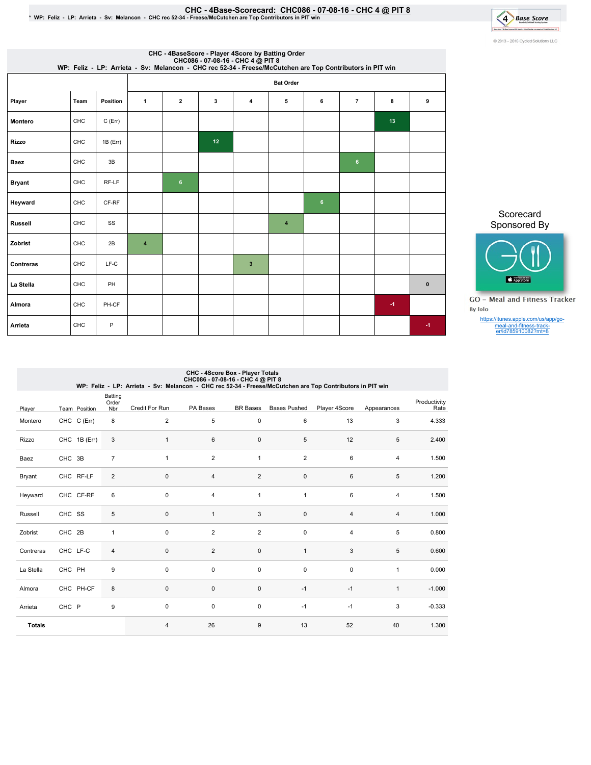# CHC - 4Base-Scorecard: CHC086 - 07-08-16 - CHC 4 @ PIT 8

* WP: Feliz - LP: Arrieta - Sv: Melancon - CHC rec 52-34 - Freese/McCutchen are Top Contributors in PIT win

© 2013 - 2016 Cycled Solutions LLC

## CHC - 4BaseScore - Player 4Score by Batting Order

CHC086 - 07-08-16 - CHC 4 @ PIT 8

WP: Feliz - LP: Arrieta - Sv: Melancon - CHC rec 52-34 - Freese/McCutchen are Top Contributors in PIT win

| Player | Team | Position | Bat Order 1 | 2 | 3 | 4 | 5 | 6 | 7 | 8 | 9 |
|---|---|---|---|---|---|---|---|---|---|---|---|
| Montero | CHC | C (Err) | | | | | | | | 13 | |
| Rizzo | CHC | 1B (Err) | | | 12 | | | | | | |
| Baez | CHC | 3B | | | | | | | 6 | | |
| Bryant | CHC | RF-LF | | 6 | | | | | | | |
| Heyward | CHC | CF-RF | | | | | | 6 | | | |
| Russell | CHC | SS | | | | | 4 | | | | |
| Zobrist | CHC | 2B | 4 | | | | | | | | |
| Contreras | CHC | LF-C | | | | 3 | | | | | |
| La Stella | CHC | PH | | | | | | | | | 0 |
| Almora | CHC | PH-CF | | | | | | | | -1 | |
| Arrieta | CHC | P | | | | | | | | | -1 |

Scorecard Sponsored By

GO - Meal and Fitness Tracker

By Iolo

https://itunes.apple.com/us/app/go-meal-and-fitness-track-er/id785910082?mt=8

## CHC - 4Score Box - Player Totals

CHC086 - 07-08-16 - CHC 4 @ PIT 8

WP: Feliz - LP: Arrieta - Sv: Melancon - CHC rec 52-34 - Freese/McCutchen are Top Contributors in PIT win

| Player | Team | Position | Batting Order Nbr | Credit For Run | PA Bases | BR Bases | Bases Pushed | Player 4Score | Appearances | Productivity Rate |
|---|---|---|---|---|---|---|---|---|---|---|
| Montero | CHC | C (Err) | 8 | 2 | 5 | 0 | 6 | 13 | 3 | 4.333 |
| Rizzo | CHC | 1B (Err) | 3 | 1 | 6 | 0 | 5 | 12 | 5 | 2.400 |
| Baez | CHC | 3B | 7 | 1 | 2 | 1 | 2 | 6 | 4 | 1.500 |
| Bryant | CHC | RF-LF | 2 | 0 | 4 | 2 | 0 | 6 | 5 | 1.200 |
| Heyward | CHC | CF-RF | 6 | 0 | 4 | 1 | 1 | 6 | 4 | 1.500 |
| Russell | CHC | SS | 5 | 0 | 1 | 3 | 0 | 4 | 4 | 1.000 |
| Zobrist | CHC | 2B | 1 | 0 | 2 | 2 | 0 | 4 | 5 | 0.800 |
| Contreras | CHC | LF-C | 4 | 0 | 2 | 0 | 1 | 3 | 5 | 0.600 |
| La Stella | CHC | PH | 9 | 0 | 0 | 0 | 0 | 0 | 1 | 0.000 |
| Almora | CHC | PH-CF | 8 | 0 | 0 | 0 | -1 | -1 | 1 | -1.000 |
| Arrieta | CHC | P | 9 | 0 | 0 | 0 | -1 | -1 | 3 | -0.333 |
| **Totals** | | | | 4 | 26 | 9 | 13 | 52 | 40 | 1.300 |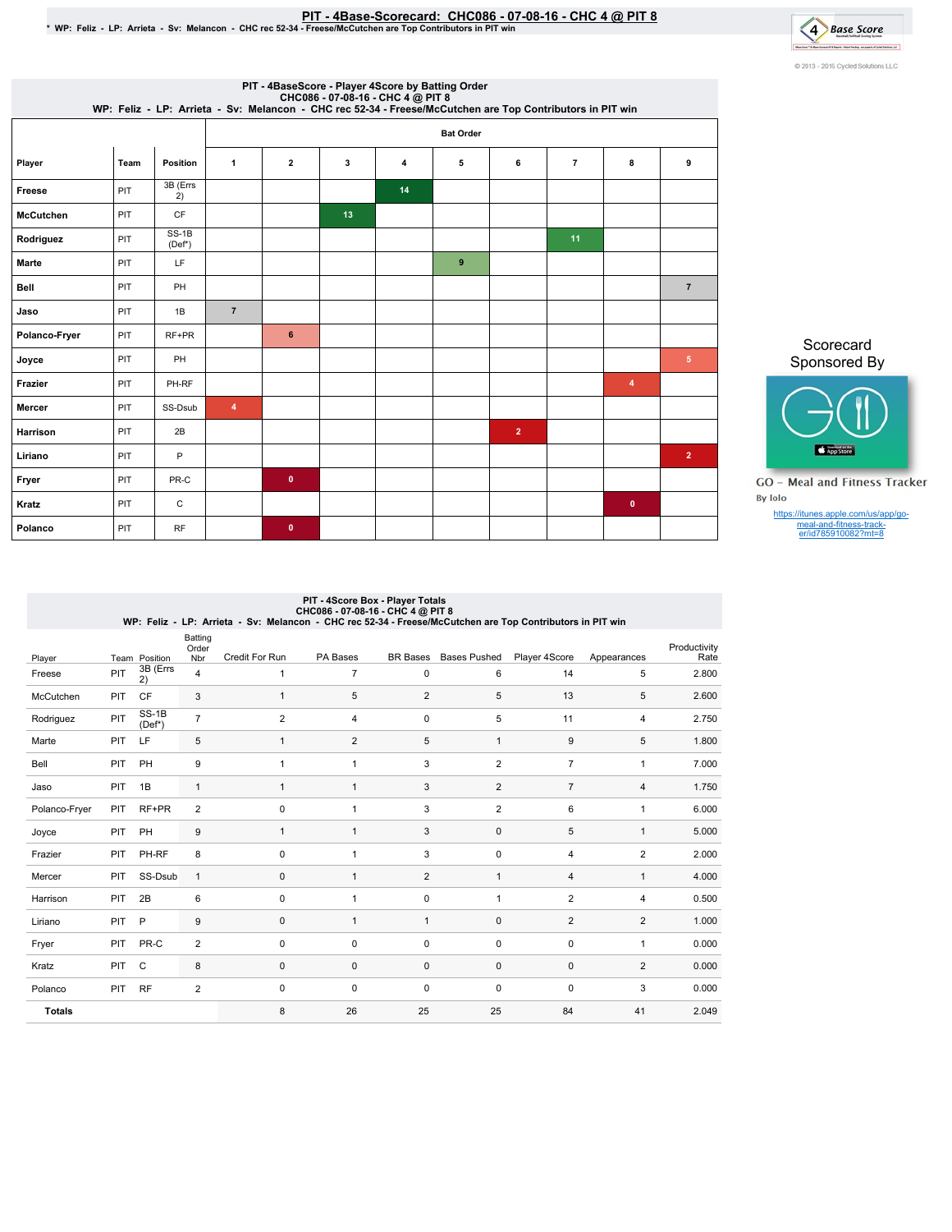# PIT - 4Base-Scorecard: CHC086 - 07-08-16 - CHC 4 @ PIT 8

* WP: Feliz - LP: Arrieta - Sv: Melancon - CHC rec 52-34 - Freese/McCutchen are Top Contributors in PIT win

© 2013 - 2016 Cycled Solutions LLC

## PIT - 4BaseScore - Player 4Score by Batting Order
### CHC086 - 07-08-16 - CHC 4 @ PIT 8
### WP: Feliz - LP: Arrieta - Sv: Melancon - CHC rec 52-34 - Freese/McCutchen are Top Contributors in PIT win

| Player | Team | Position | Bat Order 1 | 2 | 3 | 4 | 5 | 6 | 7 | 8 | 9 |
|---|---|---|---|---|---|---|---|---|---|---|---|
| Freese | PIT | 3B (Errs 2) | | | | 14 | | | | | |
| McCutchen | PIT | CF | | | 13 | | | | | | |
| Rodriguez | PIT | SS-1B (Def*) | | | | | | | 11 | | |
| Marte | PIT | LF | | | | | 9 | | | | |
| Bell | PIT | PH | | | | | | | | | 7 |
| Jaso | PIT | 1B | 7 | | | | | | | | |
| Polanco-Fryer | PIT | RF+PR | | 6 | | | | | | | |
| Joyce | PIT | PH | | | | | | | | | 5 |
| Frazier | PIT | PH-RF | | | | | | | | 4 | |
| Mercer | PIT | SS-Dsub | 4 | | | | | | | | |
| Harrison | PIT | 2B | | | | | | 2 | | | |
| Liriano | PIT | P | | | | | | | | | 2 |
| Fryer | PIT | PR-C | | 0 | | | | | | | |
| Kratz | PIT | C | | | | | | | | 0 | |
| Polanco | PIT | RF | | 0 | | | | | | | |

Scorecard Sponsored By

GO - Meal and Fitness Tracker

By Iolo

https://itunes.apple.com/us/app/go-meal-and-fitness-track-er/id785910082?mt=8

## PIT - 4Score Box - Player Totals
### CHC086 - 07-08-16 - CHC 4 @ PIT 8
### WP: Feliz - LP: Arrieta - Sv: Melancon - CHC rec 52-34 - Freese/McCutchen are Top Contributors in PIT win

| Player | Team | Position | Batting Order Nbr | Credit For Run | PA Bases | BR Bases | Bases Pushed | Player 4Score | Appearances | Productivity Rate |
|---|---|---|---|---|---|---|---|---|---|---|
| Freese | PIT | 3B (Errs 2) | 4 | 1 | 7 | 0 | 6 | 14 | 5 | 2.800 |
| McCutchen | PIT | CF | 3 | 1 | 5 | 2 | 5 | 13 | 5 | 2.600 |
| Rodriguez | PIT | SS-1B (Def*) | 7 | 2 | 4 | 0 | 5 | 11 | 4 | 2.750 |
| Marte | PIT | LF | 5 | 1 | 2 | 5 | 1 | 9 | 5 | 1.800 |
| Bell | PIT | PH | 9 | 1 | 1 | 3 | 2 | 7 | 1 | 7.000 |
| Jaso | PIT | 1B | 1 | 1 | 1 | 3 | 2 | 7 | 4 | 1.750 |
| Polanco-Fryer | PIT | RF+PR | 2 | 0 | 1 | 3 | 2 | 6 | 1 | 6.000 |
| Joyce | PIT | PH | 9 | 1 | 1 | 3 | 0 | 5 | 1 | 5.000 |
| Frazier | PIT | PH-RF | 8 | 0 | 1 | 3 | 0 | 4 | 2 | 2.000 |
| Mercer | PIT | SS-Dsub | 1 | 0 | 1 | 2 | 1 | 4 | 1 | 4.000 |
| Harrison | PIT | 2B | 6 | 0 | 1 | 0 | 1 | 2 | 4 | 0.500 |
| Liriano | PIT | P | 9 | 0 | 1 | 1 | 0 | 2 | 2 | 1.000 |
| Fryer | PIT | PR-C | 2 | 0 | 0 | 0 | 0 | 0 | 1 | 0.000 |
| Kratz | PIT | C | 8 | 0 | 0 | 0 | 0 | 0 | 2 | 0.000 |
| Polanco | PIT | RF | 2 | 0 | 0 | 0 | 0 | 0 | 3 | 0.000 |
| **Totals** | | | | 8 | 26 | 25 | 25 | 84 | 41 | 2.049 |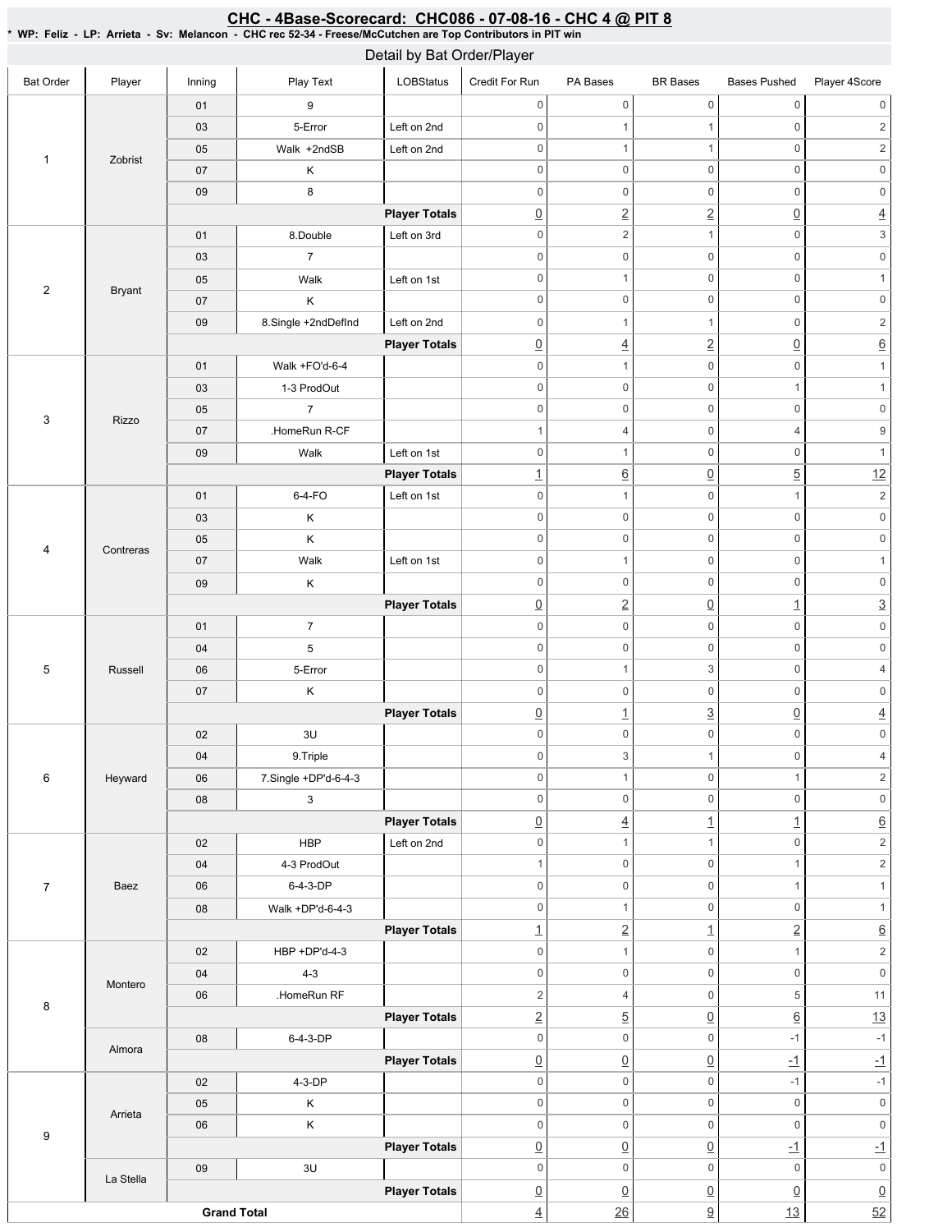## CHC - 4Base-Scorecard: CHC086 - 07-08-16 - CHC 4 @ PIT 8

**\* WP: Feliz - LP: Arrieta - Sv: Melancon - CHC rec 52-34 - Freese/McCutchen are Top Contributors in PIT win**

### Detail by Bat Order/Player

| Bat Order | Player | Inning | Play Text | LOBStatus | Credit For Run | PA Bases | BR Bases | Bases Pushed | Player 4Score |
|---|---|---|---|---|---|---|---|---|---|
| 1 | Zobrist | 01 | 9 | | 0 | 0 | 0 | 0 | 0 |
| | | 03 | 5-Error | Left on 2nd | 0 | 1 | 1 | 0 | 2 |
| | | 05 | Walk +2ndSB | Left on 2nd | 0 | 1 | 1 | 0 | 2 |
| | | 07 | K | | 0 | 0 | 0 | 0 | 0 |
| | | 09 | 8 | | 0 | 0 | 0 | 0 | 0 |
| | | | | **Player Totals** | 0 | 2 | 2 | 0 | 4 |
| 2 | Bryant | 01 | 8.Double | Left on 3rd | 0 | 2 | 1 | 0 | 3 |
| | | 03 | 7 | | 0 | 0 | 0 | 0 | 0 |
| | | 05 | Walk | Left on 1st | 0 | 1 | 0 | 0 | 1 |
| | | 07 | K | | 0 | 0 | 0 | 0 | 0 |
| | | 09 | 8.Single +2ndDefInd | Left on 2nd | 0 | 1 | 1 | 0 | 2 |
| | | | | **Player Totals** | 0 | 4 | 2 | 0 | 6 |
| 3 | Rizzo | 01 | Walk +FO'd-6-4 | | 0 | 1 | 0 | 0 | 1 |
| | | 03 | 1-3 ProdOut | | 0 | 0 | 0 | 1 | 1 |
| | | 05 | 7 | | 0 | 0 | 0 | 0 | 0 |
| | | 07 | .HomeRun R-CF | | 1 | 4 | 0 | 4 | 9 |
| | | 09 | Walk | Left on 1st | 0 | 1 | 0 | 0 | 1 |
| | | | | **Player Totals** | 1 | 6 | 0 | 5 | 12 |
| 4 | Contreras | 01 | 6-4-FO | Left on 1st | 0 | 1 | 0 | 1 | 2 |
| | | 03 | K | | 0 | 0 | 0 | 0 | 0 |
| | | 05 | K | | 0 | 0 | 0 | 0 | 0 |
| | | 07 | Walk | Left on 1st | 0 | 1 | 0 | 0 | 1 |
| | | 09 | K | | 0 | 0 | 0 | 0 | 0 |
| | | | | **Player Totals** | 0 | 2 | 0 | 1 | 3 |
| 5 | Russell | 01 | 7 | | 0 | 0 | 0 | 0 | 0 |
| | | 04 | 5 | | 0 | 0 | 0 | 0 | 0 |
| | | 06 | 5-Error | | 0 | 1 | 3 | 0 | 4 |
| | | 07 | K | | 0 | 0 | 0 | 0 | 0 |
| | | | | **Player Totals** | 0 | 1 | 3 | 0 | 4 |
| 6 | Heyward | 02 | 3U | | 0 | 0 | 0 | 0 | 0 |
| | | 04 | 9.Triple | | 0 | 3 | 1 | 0 | 4 |
| | | 06 | 7.Single +DP'd-6-4-3 | | 0 | 1 | 0 | 1 | 2 |
| | | 08 | 3 | | 0 | 0 | 0 | 0 | 0 |
| | | | | **Player Totals** | 0 | 4 | 1 | 1 | 6 |
| 7 | Baez | 02 | HBP | Left on 2nd | 0 | 1 | 1 | 0 | 2 |
| | | 04 | 4-3 ProdOut | | 1 | 0 | 0 | 1 | 2 |
| | | 06 | 6-4-3-DP | | 0 | 0 | 0 | 1 | 1 |
| | | 08 | Walk +DP'd-6-4-3 | | 0 | 1 | 0 | 0 | 1 |
| | | | | **Player Totals** | 1 | 2 | 1 | 2 | 6 |
| 8 | Montero | 02 | HBP +DP'd-4-3 | | 0 | 1 | 0 | 1 | 2 |
| | | 04 | 4-3 | | 0 | 0 | 0 | 0 | 0 |
| | | 06 | .HomeRun RF | | 2 | 4 | 0 | 5 | 11 |
| | | | | **Player Totals** | 2 | 5 | 0 | 6 | 13 |
| | Almora | 08 | 6-4-3-DP | | 0 | 0 | 0 | -1 | -1 |
| | | | | **Player Totals** | 0 | 0 | 0 | -1 | -1 |
| 9 | Arrieta | 02 | 4-3-DP | | 0 | 0 | 0 | -1 | -1 |
| | | 05 | K | | 0 | 0 | 0 | 0 | 0 |
| | | 06 | K | | 0 | 0 | 0 | 0 | 0 |
| | | | | **Player Totals** | 0 | 0 | 0 | -1 | -1 |
| | La Stella | 09 | 3U | | 0 | 0 | 0 | 0 | 0 |
| | | | | **Player Totals** | 0 | 0 | 0 | 0 | 0 |
| **Grand Total** | | | | | 4 | 26 | 9 | 13 | 52 |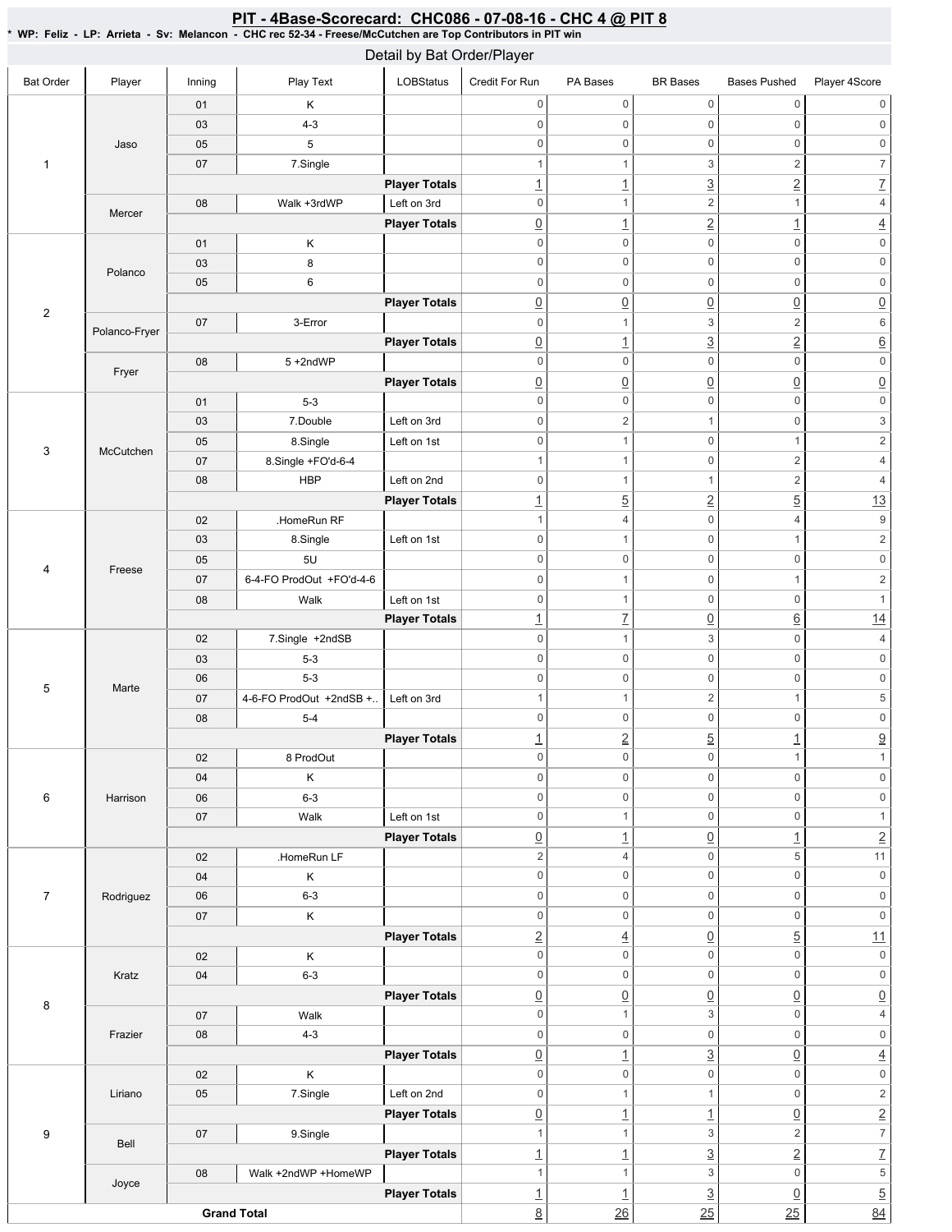## PIT - 4Base-Scorecard: CHC086 - 07-08-16 - CHC 4 @ PIT 8

* WP: Feliz - LP: Arrieta - Sv: Melancon - CHC rec 52-34 - Freese/McCutchen are Top Contributors in PIT win

### Detail by Bat Order/Player

| Bat Order | Player | Inning | Play Text | LOBStatus | Credit For Run | PA Bases | BR Bases | Bases Pushed | Player 4Score |
|---|---|---|---|---|---|---|---|---|---|
| 1 | Jaso | 01 | K | | 0 | 0 | 0 | 0 | 0 |
| | | 03 | 4-3 | | 0 | 0 | 0 | 0 | 0 |
| | | 05 | 5 | | 0 | 0 | 0 | 0 | 0 |
| | | 07 | 7.Single | | 1 | 1 | 3 | 2 | 7 |
| | | | | Player Totals | 1 | 1 | 3 | 2 | 7 |
| | Mercer | 08 | Walk +3rdWP | Left on 3rd | 0 | 1 | 2 | 1 | 4 |
| | | | | Player Totals | 0 | 1 | 2 | 1 | 4 |
| 2 | Polanco | 01 | K | | 0 | 0 | 0 | 0 | 0 |
| | | 03 | 8 | | 0 | 0 | 0 | 0 | 0 |
| | | 05 | 6 | | 0 | 0 | 0 | 0 | 0 |
| | | | | Player Totals | 0 | 0 | 0 | 0 | 0 |
| | Polanco-Fryer | 07 | 3-Error | | 0 | 1 | 3 | 2 | 6 |
| | | | | Player Totals | 0 | 1 | 3 | 2 | 6 |
| | Fryer | 08 | 5 +2ndWP | | 0 | 0 | 0 | 0 | 0 |
| | | | | Player Totals | 0 | 0 | 0 | 0 | 0 |
| 3 | McCutchen | 01 | 5-3 | | 0 | 0 | 0 | 0 | 0 |
| | | 03 | 7.Double | Left on 3rd | 0 | 2 | 1 | 0 | 3 |
| | | 05 | 8.Single | Left on 1st | 0 | 1 | 0 | 1 | 2 |
| | | 07 | 8.Single +FO'd-6-4 | | 1 | 1 | 0 | 2 | 4 |
| | | 08 | HBP | Left on 2nd | 0 | 1 | 1 | 2 | 4 |
| | | | | Player Totals | 1 | 5 | 2 | 5 | 13 |
| 4 | Freese | 02 | .HomeRun RF | | 1 | 4 | 0 | 4 | 9 |
| | | 03 | 8.Single | Left on 1st | 0 | 1 | 0 | 1 | 2 |
| | | 05 | 5U | | 0 | 0 | 0 | 0 | 0 |
| | | 07 | 6-4-FO ProdOut +FO'd-4-6 | | 0 | 1 | 0 | 1 | 2 |
| | | 08 | Walk | Left on 1st | 0 | 1 | 0 | 0 | 1 |
| | | | | Player Totals | 1 | 7 | 0 | 6 | 14 |
| 5 | Marte | 02 | 7.Single +2ndSB | | 0 | 1 | 3 | 0 | 4 |
| | | 03 | 5-3 | | 0 | 0 | 0 | 0 | 0 |
| | | 06 | 5-3 | | 0 | 0 | 0 | 0 | 0 |
| | | 07 | 4-6-FO ProdOut +2ndSB +.. | Left on 3rd | 1 | 1 | 2 | 1 | 5 |
| | | 08 | 5-4 | | 0 | 0 | 0 | 0 | 0 |
| | | | | Player Totals | 1 | 2 | 5 | 1 | 9 |
| 6 | Harrison | 02 | 8 ProdOut | | 0 | 0 | 0 | 1 | 1 |
| | | 04 | K | | 0 | 0 | 0 | 0 | 0 |
| | | 06 | 6-3 | | 0 | 0 | 0 | 0 | 0 |
| | | 07 | Walk | Left on 1st | 0 | 1 | 0 | 0 | 1 |
| | | | | Player Totals | 0 | 1 | 0 | 1 | 2 |
| 7 | Rodriguez | 02 | .HomeRun LF | | 2 | 4 | 0 | 5 | 11 |
| | | 04 | K | | 0 | 0 | 0 | 0 | 0 |
| | | 06 | 6-3 | | 0 | 0 | 0 | 0 | 0 |
| | | 07 | K | | 0 | 0 | 0 | 0 | 0 |
| | | | | Player Totals | 2 | 4 | 0 | 5 | 11 |
| 8 | Kratz | 02 | K | | 0 | 0 | 0 | 0 | 0 |
| | | 04 | 6-3 | | 0 | 0 | 0 | 0 | 0 |
| | | | | Player Totals | 0 | 0 | 0 | 0 | 0 |
| | Frazier | 07 | Walk | | 0 | 1 | 3 | 0 | 4 |
| | | 08 | 4-3 | | 0 | 0 | 0 | 0 | 0 |
| | | | | Player Totals | 0 | 1 | 3 | 0 | 4 |
| 9 | Liriano | 02 | K | | 0 | 0 | 0 | 0 | 0 |
| | | 05 | 7.Single | Left on 2nd | 0 | 1 | 1 | 0 | 2 |
| | | | | Player Totals | 0 | 1 | 1 | 0 | 2 |
| | Bell | 07 | 9.Single | | 1 | 1 | 3 | 2 | 7 |
| | | | | Player Totals | 1 | 1 | 3 | 2 | 7 |
| | Joyce | 08 | Walk +2ndWP +HomeWP | | 1 | 1 | 3 | 0 | 5 |
| | | | | Player Totals | 1 | 1 | 3 | 0 | 5 |
| Grand Total | | | | | 8 | 26 | 25 | 25 | 84 |